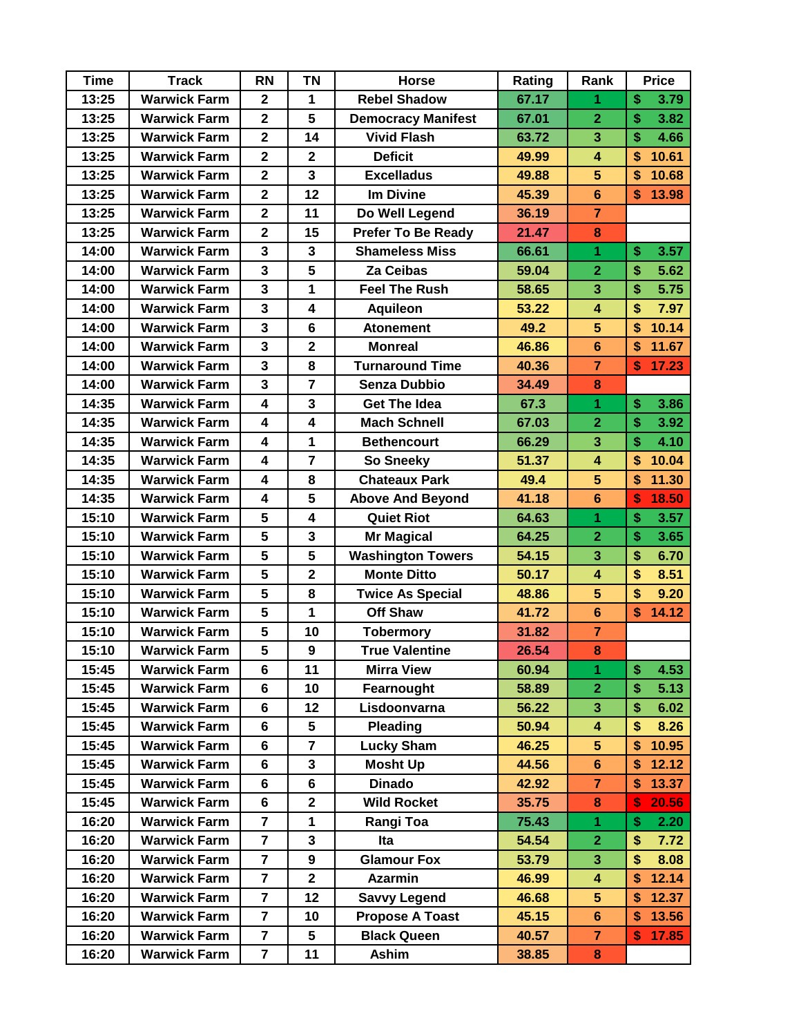| Time | Track | RN | TN | Horse | Rating | Rank | Price |
|---|---|---|---|---|---|---|---|
| 13:25 | Warwick Farm | 2 | 1 | Rebel Shadow | 67.17 | 1 | $ 3.79 |
| 13:25 | Warwick Farm | 2 | 5 | Democracy Manifest | 67.01 | 2 | $ 3.82 |
| 13:25 | Warwick Farm | 2 | 14 | Vivid Flash | 63.72 | 3 | $ 4.66 |
| 13:25 | Warwick Farm | 2 | 2 | Deficit | 49.99 | 4 | $ 10.61 |
| 13:25 | Warwick Farm | 2 | 3 | Excelladus | 49.88 | 5 | $ 10.68 |
| 13:25 | Warwick Farm | 2 | 12 | Im Divine | 45.39 | 6 | $ 13.98 |
| 13:25 | Warwick Farm | 2 | 11 | Do Well Legend | 36.19 | 7 | |
| 13:25 | Warwick Farm | 2 | 15 | Prefer To Be Ready | 21.47 | 8 | |
| 14:00 | Warwick Farm | 3 | 3 | Shameless Miss | 66.61 | 1 | $ 3.57 |
| 14:00 | Warwick Farm | 3 | 5 | Za Ceibas | 59.04 | 2 | $ 5.62 |
| 14:00 | Warwick Farm | 3 | 1 | Feel The Rush | 58.65 | 3 | $ 5.75 |
| 14:00 | Warwick Farm | 3 | 4 | Aquileon | 53.22 | 4 | $ 7.97 |
| 14:00 | Warwick Farm | 3 | 6 | Atonement | 49.2 | 5 | $ 10.14 |
| 14:00 | Warwick Farm | 3 | 2 | Monreal | 46.86 | 6 | $ 11.67 |
| 14:00 | Warwick Farm | 3 | 8 | Turnaround Time | 40.36 | 7 | $ 17.23 |
| 14:00 | Warwick Farm | 3 | 7 | Senza Dubbio | 34.49 | 8 | |
| 14:35 | Warwick Farm | 4 | 3 | Get The Idea | 67.3 | 1 | $ 3.86 |
| 14:35 | Warwick Farm | 4 | 4 | Mach Schnell | 67.03 | 2 | $ 3.92 |
| 14:35 | Warwick Farm | 4 | 1 | Bethencourt | 66.29 | 3 | $ 4.10 |
| 14:35 | Warwick Farm | 4 | 7 | So Sneeky | 51.37 | 4 | $ 10.04 |
| 14:35 | Warwick Farm | 4 | 8 | Chateaux Park | 49.4 | 5 | $ 11.30 |
| 14:35 | Warwick Farm | 4 | 5 | Above And Beyond | 41.18 | 6 | $ 18.50 |
| 15:10 | Warwick Farm | 5 | 4 | Quiet Riot | 64.63 | 1 | $ 3.57 |
| 15:10 | Warwick Farm | 5 | 3 | Mr Magical | 64.25 | 2 | $ 3.65 |
| 15:10 | Warwick Farm | 5 | 5 | Washington Towers | 54.15 | 3 | $ 6.70 |
| 15:10 | Warwick Farm | 5 | 2 | Monte Ditto | 50.17 | 4 | $ 8.51 |
| 15:10 | Warwick Farm | 5 | 8 | Twice As Special | 48.86 | 5 | $ 9.20 |
| 15:10 | Warwick Farm | 5 | 1 | Off Shaw | 41.72 | 6 | $ 14.12 |
| 15:10 | Warwick Farm | 5 | 10 | Tobermory | 31.82 | 7 | |
| 15:10 | Warwick Farm | 5 | 9 | True Valentine | 26.54 | 8 | |
| 15:45 | Warwick Farm | 6 | 11 | Mirra View | 60.94 | 1 | $ 4.53 |
| 15:45 | Warwick Farm | 6 | 10 | Fearnought | 58.89 | 2 | $ 5.13 |
| 15:45 | Warwick Farm | 6 | 12 | Lisdoonvarna | 56.22 | 3 | $ 6.02 |
| 15:45 | Warwick Farm | 6 | 5 | Pleading | 50.94 | 4 | $ 8.26 |
| 15:45 | Warwick Farm | 6 | 7 | Lucky Sham | 46.25 | 5 | $ 10.95 |
| 15:45 | Warwick Farm | 6 | 3 | Mosht Up | 44.56 | 6 | $ 12.12 |
| 15:45 | Warwick Farm | 6 | 6 | Dinado | 42.92 | 7 | $ 13.37 |
| 15:45 | Warwick Farm | 6 | 2 | Wild Rocket | 35.75 | 8 | $ 20.56 |
| 16:20 | Warwick Farm | 7 | 1 | Rangi Toa | 75.43 | 1 | $ 2.20 |
| 16:20 | Warwick Farm | 7 | 3 | Ita | 54.54 | 2 | $ 7.72 |
| 16:20 | Warwick Farm | 7 | 9 | Glamour Fox | 53.79 | 3 | $ 8.08 |
| 16:20 | Warwick Farm | 7 | 2 | Azarmin | 46.99 | 4 | $ 12.14 |
| 16:20 | Warwick Farm | 7 | 12 | Savvy Legend | 46.68 | 5 | $ 12.37 |
| 16:20 | Warwick Farm | 7 | 10 | Propose A Toast | 45.15 | 6 | $ 13.56 |
| 16:20 | Warwick Farm | 7 | 5 | Black Queen | 40.57 | 7 | $ 17.85 |
| 16:20 | Warwick Farm | 7 | 11 | Ashim | 38.85 | 8 | |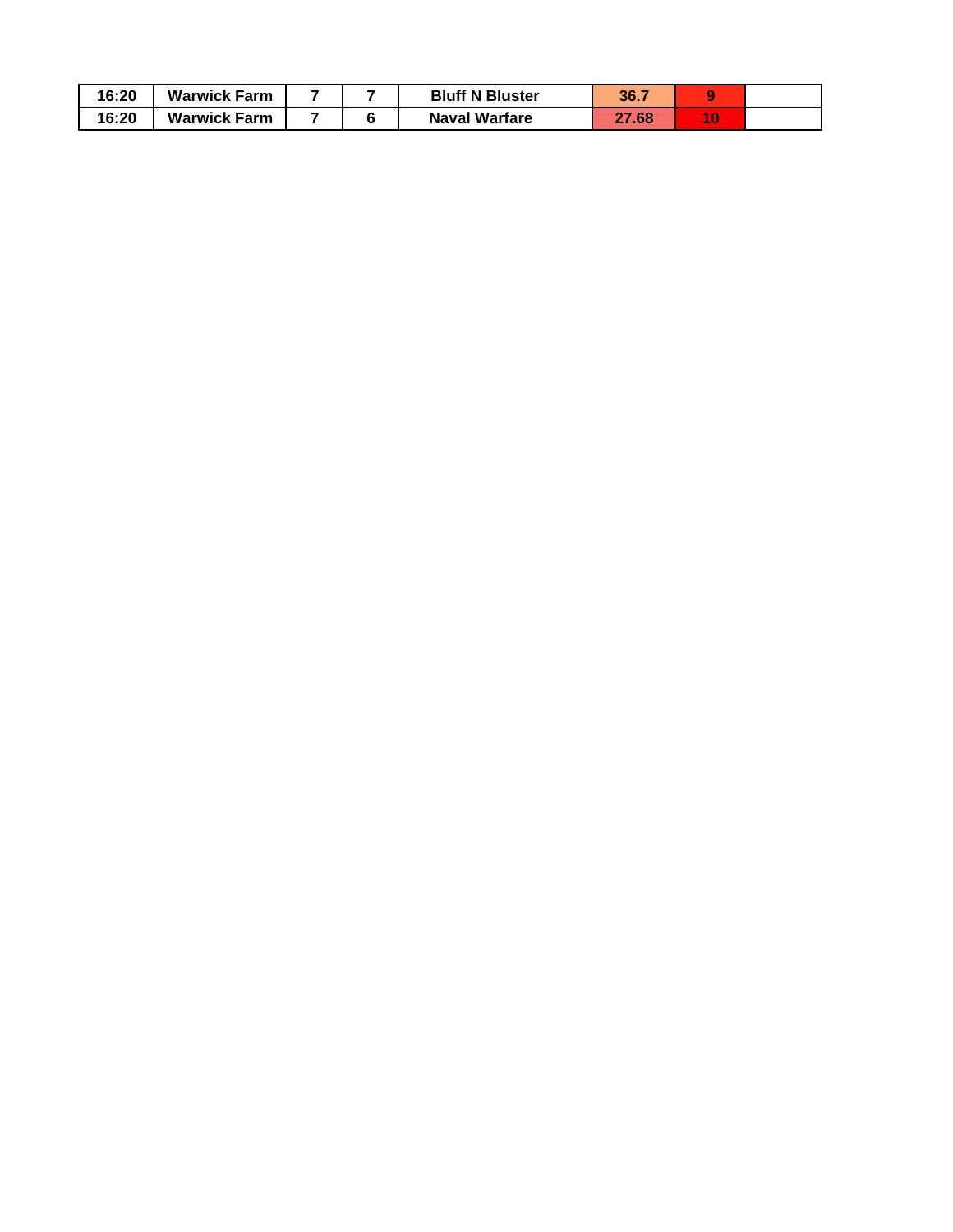| | | | | | | | |
|---|---|---|---|---|---|---|---|
| 16:20 | Warwick Farm | 7 | 7 | Bluff N Bluster | 36.7 | 9 | |
| 16:20 | Warwick Farm | 7 | 6 | Naval Warfare | 27.68 | 10 | |